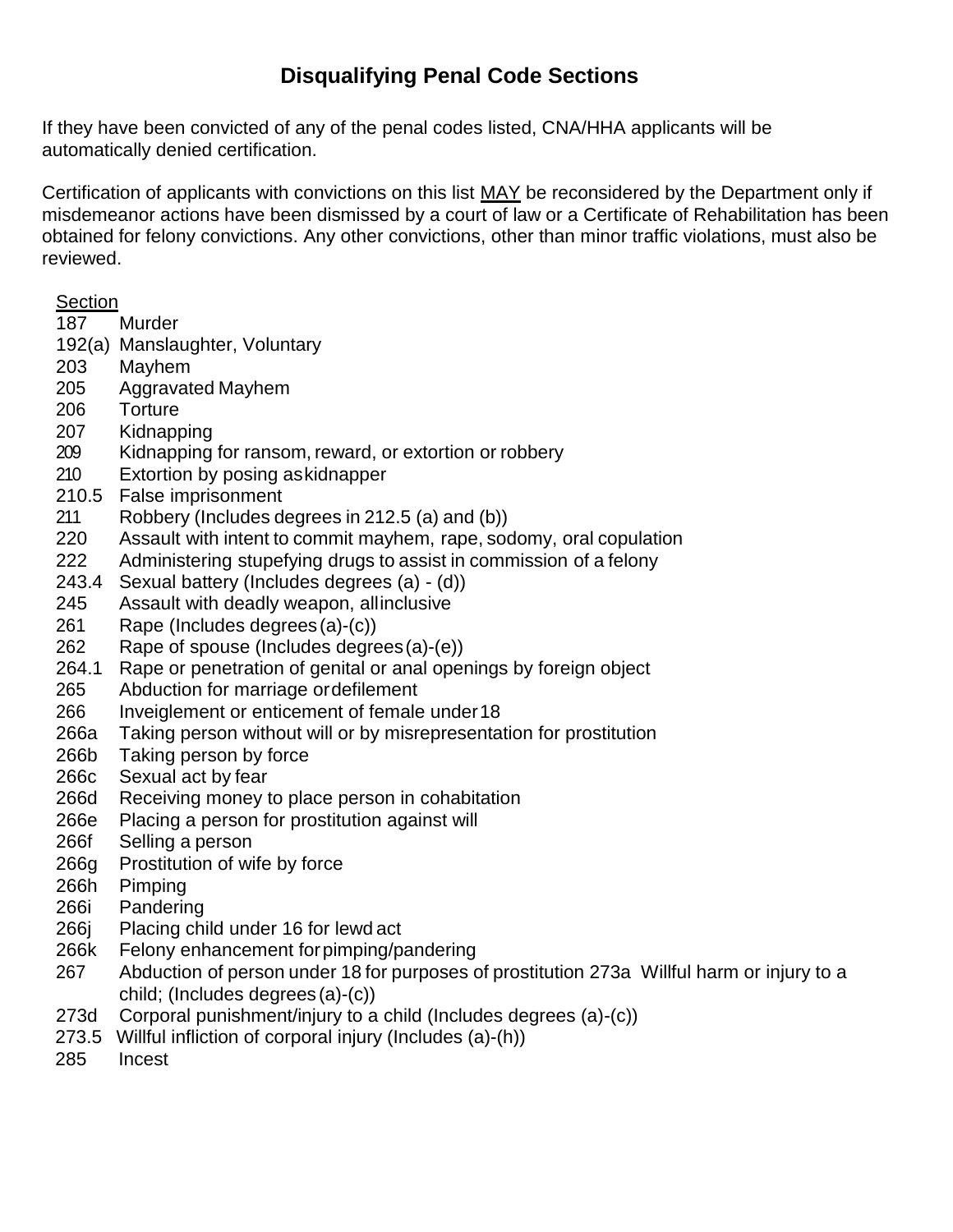# Disqualifying Penal Code Sections

If they have been convicted of any of the penal codes listed, CNA/HHA applicants will be automatically denied certification.

Certification of applicants with convictions on this list MAY be reconsidered by the Department only if misdemeanor actions have been dismissed by a court of law or a Certificate of Rehabilitation has been obtained for felony convictions. Any other convictions, other than minor traffic violations, must also be reviewed.

| Section | |
|---|---|
| 187 | Murder |
| 192(a) | Manslaughter, Voluntary |
| 203 | Mayhem |
| 205 | Aggravated Mayhem |
| 206 | Torture |
| 207 | Kidnapping |
| 209 | Kidnapping for ransom, reward, or extortion or robbery |
| 210 | Extortion by posing as kidnapper |
| 210.5 | False imprisonment |
| 211 | Robbery (Includes degrees in 212.5 (a) and (b)) |
| 220 | Assault with intent to commit mayhem, rape, sodomy, oral copulation |
| 222 | Administering stupefying drugs to assist in commission of a felony |
| 243.4 | Sexual battery (Includes degrees (a) - (d)) |
| 245 | Assault with deadly weapon, all inclusive |
| 261 | Rape (Includes degrees (a)-(c)) |
| 262 | Rape of spouse (Includes degrees (a)-(e)) |
| 264.1 | Rape or penetration of genital or anal openings by foreign object |
| 265 | Abduction for marriage or defilement |
| 266 | Inveiglement or enticement of female under 18 |
| 266a | Taking person without will or by misrepresentation for prostitution |
| 266b | Taking person by force |
| 266c | Sexual act by fear |
| 266d | Receiving money to place person in cohabitation |
| 266e | Placing a person for prostitution against will |
| 266f | Selling a person |
| 266g | Prostitution of wife by force |
| 266h | Pimping |
| 266i | Pandering |
| 266j | Placing child under 16 for lewd act |
| 266k | Felony enhancement for pimping/pandering |
| 267 | Abduction of person under 18 for purposes of prostitution 273a Willful harm or injury to a child; (Includes degrees (a)-(c)) |
| 273d | Corporal punishment/injury to a child (Includes degrees (a)-(c)) |
| 273.5 | Willful infliction of corporal injury (Includes (a)-(h)) |
| 285 | Incest |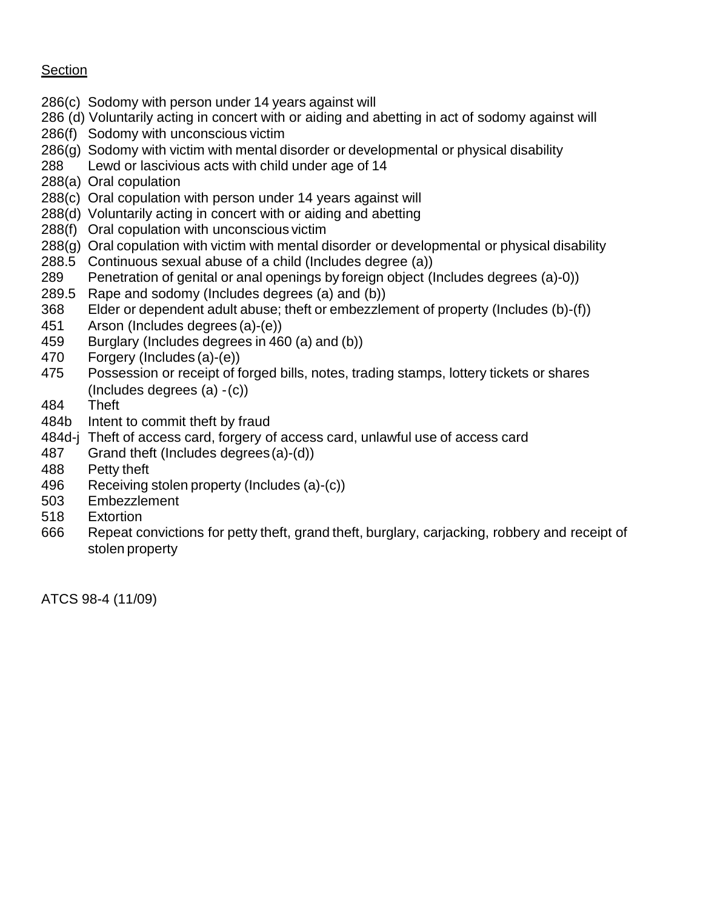<u>Section</u>

286(c) Sodomy with person under 14 years against will
286 (d) Voluntarily acting in concert with or aiding and abetting in act of sodomy against will
286(f) Sodomy with unconscious victim
286(g) Sodomy with victim with mental disorder or developmental or physical disability
288 Lewd or lascivious acts with child under age of 14
288(a) Oral copulation
288(c) Oral copulation with person under 14 years against will
288(d) Voluntarily acting in concert with or aiding and abetting
288(f) Oral copulation with unconscious victim
288(g) Oral copulation with victim with mental disorder or developmental or physical disability
288.5 Continuous sexual abuse of a child (Includes degree (a))
289 Penetration of genital or anal openings by foreign object (Includes degrees (a)-0))
289.5 Rape and sodomy (Includes degrees (a) and (b))
368 Elder or dependent adult abuse; theft or embezzlement of property (Includes (b)-(f))
451 Arson (Includes degrees (a)-(e))
459 Burglary (Includes degrees in 460 (a) and (b))
470 Forgery (Includes (a)-(e))
475 Possession or receipt of forged bills, notes, trading stamps, lottery tickets or shares (Includes degrees (a) -(c))
484 Theft
484b Intent to commit theft by fraud
484d-j Theft of access card, forgery of access card, unlawful use of access card
487 Grand theft (Includes degrees (a)-(d))
488 Petty theft
496 Receiving stolen property (Includes (a)-(c))
503 Embezzlement
518 Extortion
666 Repeat convictions for petty theft, grand theft, burglary, carjacking, robbery and receipt of stolen property

ATCS 98-4 (11/09)